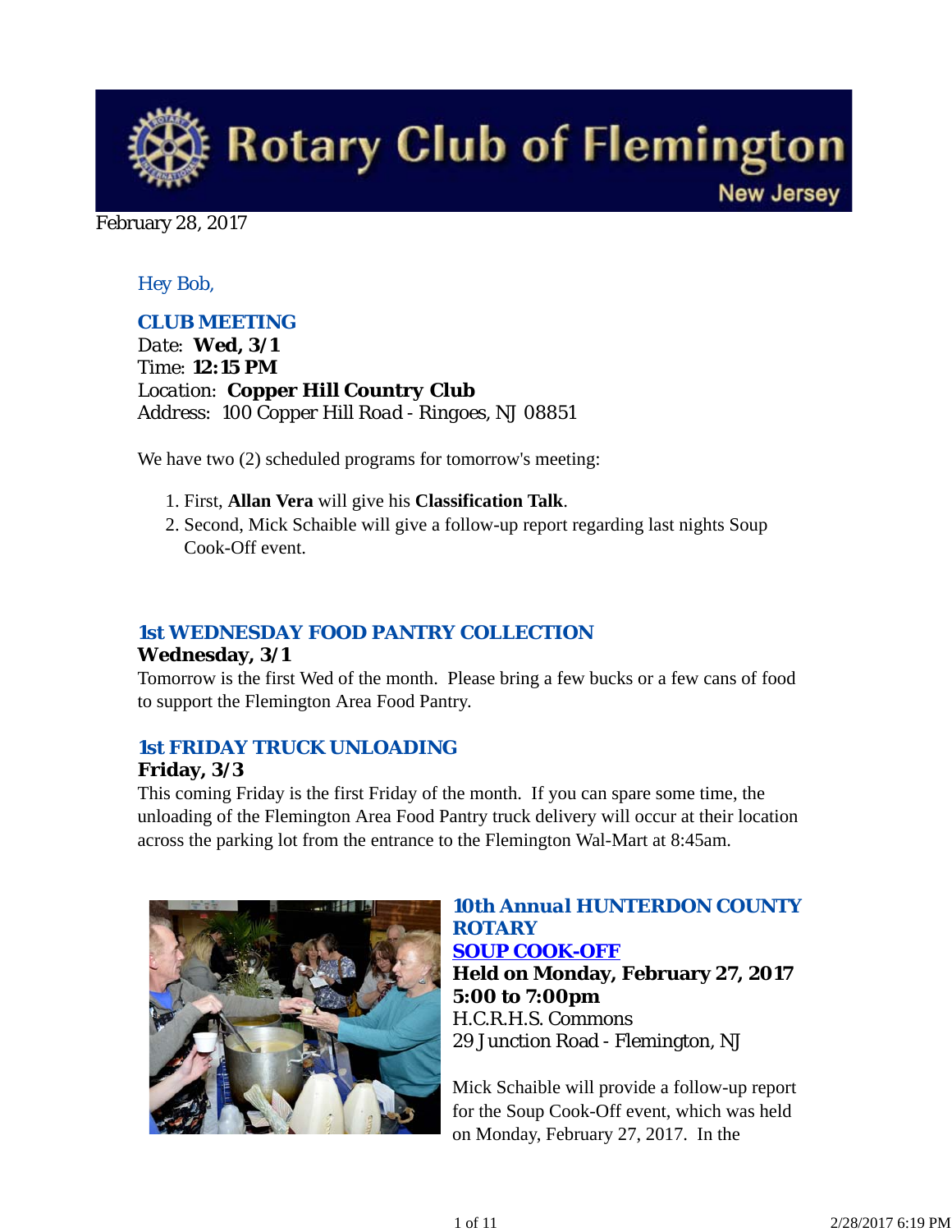# Rotary Club of Flemington

New Jersey

February 28, 2017

*Hey Bob,*

### CLUB MEETING

Date: **Wed, 3/1**
Time: **12:15 PM**
Location: **Copper Hill Country Club**
Address: 100 Copper Hill Road - Ringoes, NJ 08851

We have two (2) scheduled programs for tomorrow's meeting:

1. First, **Allan Vera** will give his **Classification Talk**.
2. Second, Mick Schaible will give a follow-up report regarding last nights Soup Cook-Off event.

### 1st WEDNESDAY FOOD PANTRY COLLECTION

**Wednesday, 3/1**

Tomorrow is the first Wed of the month. Please bring a few bucks or a few cans of food to support the Flemington Area Food Pantry.

### 1st FRIDAY TRUCK UNLOADING

**Friday, 3/3**

This coming Friday is the first Friday of the month. If you can spare some time, the unloading of the Flemington Area Food Pantry truck delivery will occur at their location across the parking lot from the entrance to the Flemington Wal-Mart at 8:45am.

### 10th Annual HUNTERDON COUNTY ROTARY SOUP COOK-OFF

**Held on Monday, February 27, 2017**
**5:00 to 7:00pm**
H.C.R.H.S. Commons
29 Junction Road - Flemington, NJ

Mick Schaible will provide a follow-up report for the Soup Cook-Off event, which was held on Monday, February 27, 2017. In the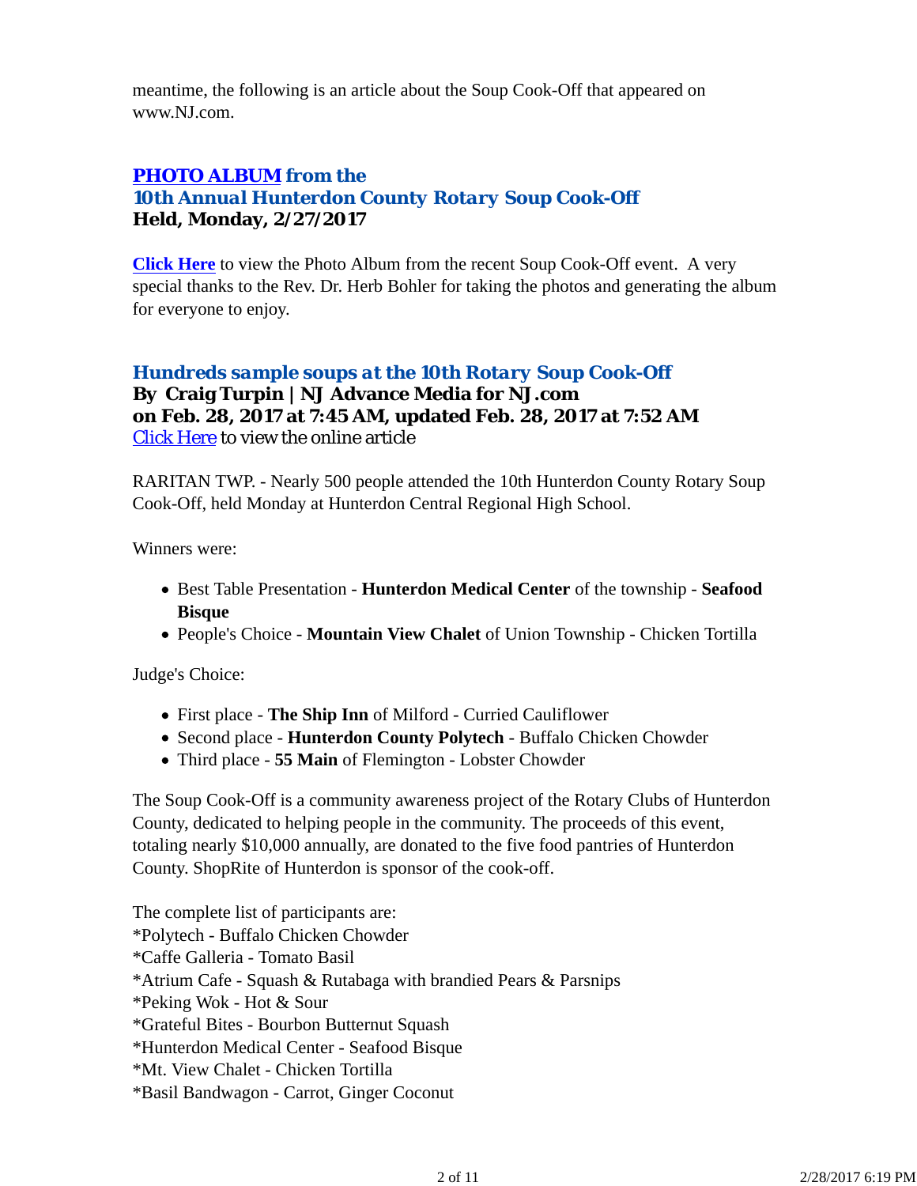meantime, the following is an article about the Soup Cook-Off that appeared on www.NJ.com.

## PHOTO ALBUM from the 10th Annual Hunterdon County Rotary Soup Cook-Off
**Held, Monday, 2/27/2017**

**Click Here** to view the Photo Album from the recent Soup Cook-Off event. A very special thanks to the Rev. Dr. Herb Bohler for taking the photos and generating the album for everyone to enjoy.

## *Hundreds sample soups at the 10th Rotary Soup Cook-Off*
**By Craig Turpin | NJ Advance Media for NJ.com**
**on Feb. 28, 2017 at 7:45 AM, updated Feb. 28, 2017 at 7:52 AM**
Click Here to view the online article

RARITAN TWP. - Nearly 500 people attended the 10th Hunterdon County Rotary Soup Cook-Off, held Monday at Hunterdon Central Regional High School.

Winners were:

- Best Table Presentation - **Hunterdon Medical Center** of the township - **Seafood Bisque**
- People's Choice - **Mountain View Chalet** of Union Township - Chicken Tortilla

Judge's Choice:

- First place - **The Ship Inn** of Milford - Curried Cauliflower
- Second place - **Hunterdon County Polytech** - Buffalo Chicken Chowder
- Third place - **55 Main** of Flemington - Lobster Chowder

The Soup Cook-Off is a community awareness project of the Rotary Clubs of Hunterdon County, dedicated to helping people in the community. The proceeds of this event, totaling nearly $10,000 annually, are donated to the five food pantries of Hunterdon County. ShopRite of Hunterdon is sponsor of the cook-off.

The complete list of participants are:
*Polytech - Buffalo Chicken Chowder
*Caffe Galleria - Tomato Basil
*Atrium Cafe - Squash & Rutabaga with brandied Pears & Parsnips
*Peking Wok - Hot & Sour
*Grateful Bites - Bourbon Butternut Squash
*Hunterdon Medical Center - Seafood Bisque
*Mt. View Chalet - Chicken Tortilla
*Basil Bandwagon - Carrot, Ginger Coconut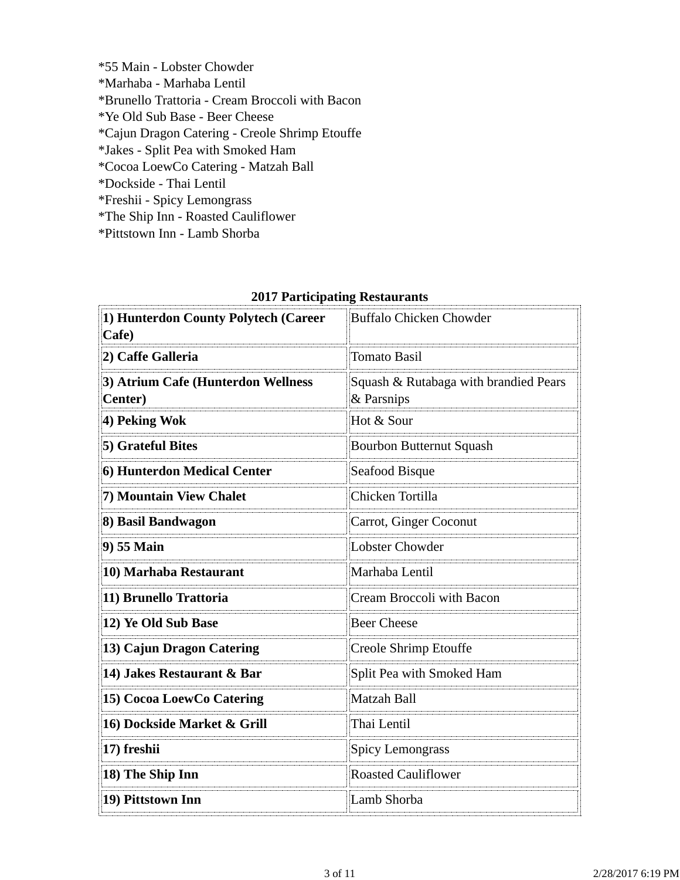*55 Main - Lobster Chowder
*Marhaba - Marhaba Lentil
*Brunello Trattoria - Cream Broccoli with Bacon
*Ye Old Sub Base - Beer Cheese
*Cajun Dragon Catering - Creole Shrimp Etouffe
*Jakes - Split Pea with Smoked Ham
*Cocoa LoewCo Catering - Matzah Ball
*Dockside - Thai Lentil
*Freshii - Spicy Lemongrass
*The Ship Inn - Roasted Cauliflower
*Pittstown Inn - Lamb Shorba

**2017 Participating Restaurants**

| | |
|---|---|
| **1) Hunterdon County Polytech (Career Cafe)** | Buffalo Chicken Chowder |
| **2) Caffe Galleria** | Tomato Basil |
| **3) Atrium Cafe (Hunterdon Wellness Center)** | Squash & Rutabaga with brandied Pears & Parsnips |
| **4) Peking Wok** | Hot & Sour |
| **5) Grateful Bites** | Bourbon Butternut Squash |
| **6) Hunterdon Medical Center** | Seafood Bisque |
| **7) Mountain View Chalet** | Chicken Tortilla |
| **8) Basil Bandwagon** | Carrot, Ginger Coconut |
| **9) 55 Main** | Lobster Chowder |
| **10) Marhaba Restaurant** | Marhaba Lentil |
| **11) Brunello Trattoria** | Cream Broccoli with Bacon |
| **12) Ye Old Sub Base** | Beer Cheese |
| **13) Cajun Dragon Catering** | Creole Shrimp Etouffe |
| **14) Jakes Restaurant & Bar** | Split Pea with Smoked Ham |
| **15) Cocoa LoewCo Catering** | Matzah Ball |
| **16) Dockside Market & Grill** | Thai Lentil |
| **17) freshii** | Spicy Lemongrass |
| **18) The Ship Inn** | Roasted Cauliflower |
| **19) Pittstown Inn** | Lamb Shorba |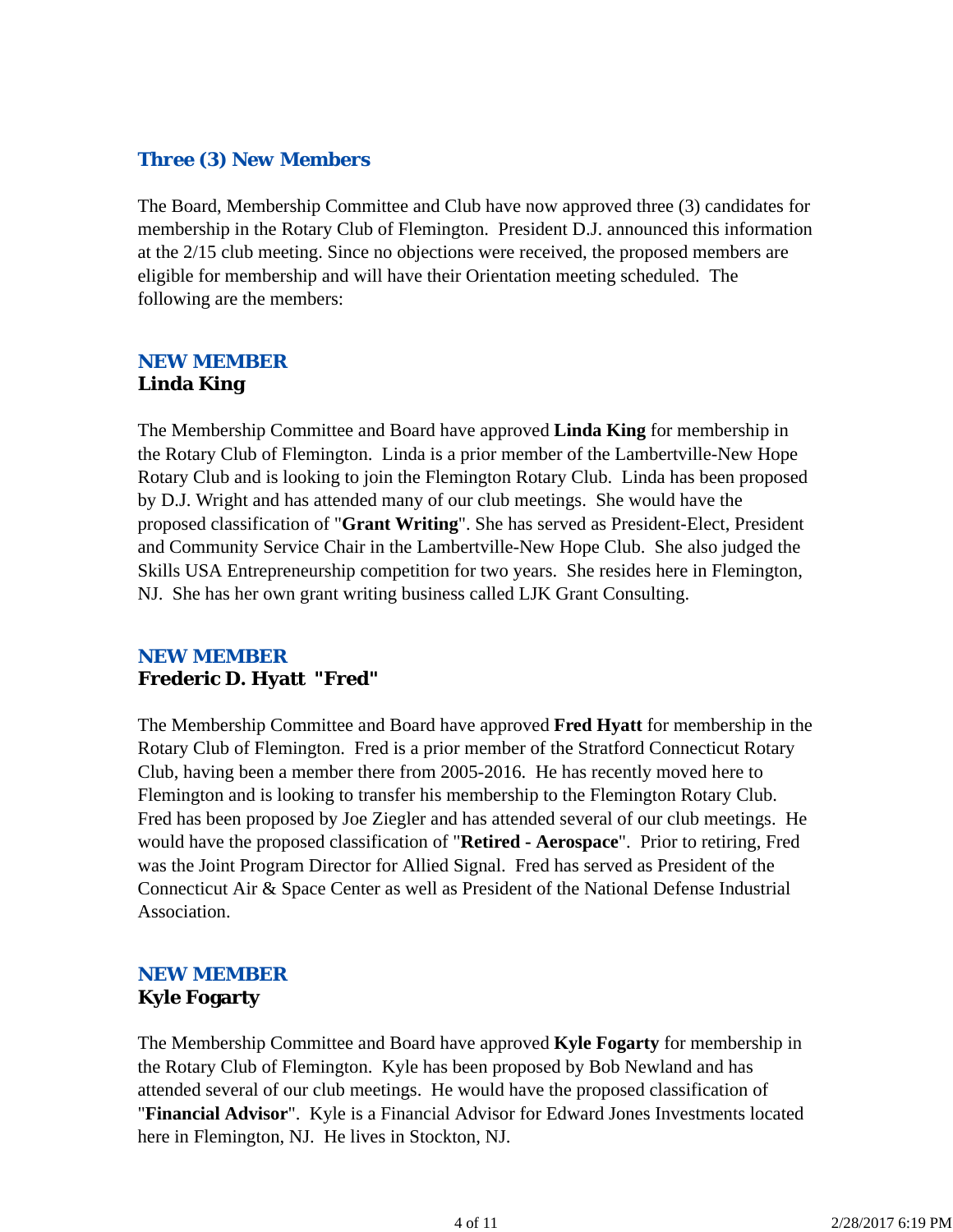## Three (3) New Members

The Board, Membership Committee and Club have now approved three (3) candidates for membership in the Rotary Club of Flemington. President D.J. announced this information at the 2/15 club meeting. Since no objections were received, the proposed members are eligible for membership and will have their Orientation meeting scheduled. The following are the members:

### NEW MEMBER
**Linda King**

The Membership Committee and Board have approved **Linda King** for membership in the Rotary Club of Flemington. Linda is a prior member of the Lambertville-New Hope Rotary Club and is looking to join the Flemington Rotary Club. Linda has been proposed by D.J. Wright and has attended many of our club meetings. She would have the proposed classification of "**Grant Writing**". She has served as President-Elect, President and Community Service Chair in the Lambertville-New Hope Club. She also judged the Skills USA Entrepreneurship competition for two years. She resides here in Flemington, NJ. She has her own grant writing business called LJK Grant Consulting.

### NEW MEMBER
**Frederic D. Hyatt "Fred"**

The Membership Committee and Board have approved **Fred Hyatt** for membership in the Rotary Club of Flemington. Fred is a prior member of the Stratford Connecticut Rotary Club, having been a member there from 2005-2016. He has recently moved here to Flemington and is looking to transfer his membership to the Flemington Rotary Club. Fred has been proposed by Joe Ziegler and has attended several of our club meetings. He would have the proposed classification of "**Retired - Aerospace**". Prior to retiring, Fred was the Joint Program Director for Allied Signal. Fred has served as President of the Connecticut Air & Space Center as well as President of the National Defense Industrial Association.

### NEW MEMBER
**Kyle Fogarty**

The Membership Committee and Board have approved **Kyle Fogarty** for membership in the Rotary Club of Flemington. Kyle has been proposed by Bob Newland and has attended several of our club meetings. He would have the proposed classification of "**Financial Advisor**". Kyle is a Financial Advisor for Edward Jones Investments located here in Flemington, NJ. He lives in Stockton, NJ.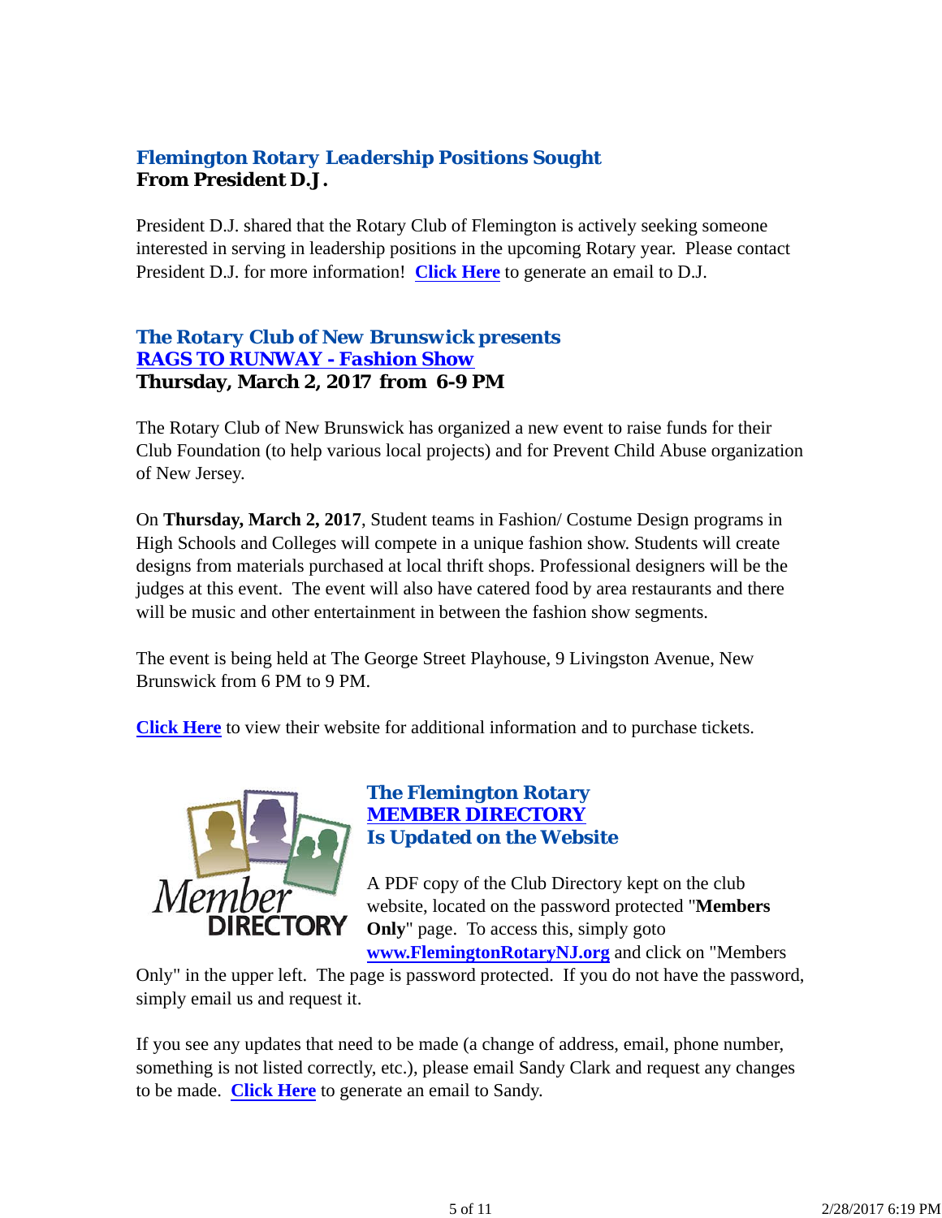### *Flemington Rotary Leadership Positions Sought*
**From President D.J.**

President D.J. shared that the Rotary Club of Flemington is actively seeking someone interested in serving in leadership positions in the upcoming Rotary year. Please contact President D.J. for more information! **Click Here** to generate an email to D.J.

### *The Rotary Club of New Brunswick presents*
### *RAGS TO RUNWAY - Fashion Show*
**Thursday, March 2, 2017 from 6-9 PM**

The Rotary Club of New Brunswick has organized a new event to raise funds for their Club Foundation (to help various local projects) and for Prevent Child Abuse organization of New Jersey.

On **Thursday, March 2, 2017**, Student teams in Fashion/ Costume Design programs in High Schools and Colleges will compete in a unique fashion show. Students will create designs from materials purchased at local thrift shops. Professional designers will be the judges at this event. The event will also have catered food by area restaurants and there will be music and other entertainment in between the fashion show segments.

The event is being held at The George Street Playhouse, 9 Livingston Avenue, New Brunswick from 6 PM to 9 PM.

**Click Here** to view their website for additional information and to purchase tickets.

### *The Flemington Rotary*
### *MEMBER DIRECTORY*
### *Is Updated on the Website*

A PDF copy of the Club Directory kept on the club website, located on the password protected "**Members Only**" page. To access this, simply goto **www.FlemingtonRotaryNJ.org** and click on "Members Only" in the upper left. The page is password protected. If you do not have the password, simply email us and request it.

If you see any updates that need to be made (a change of address, email, phone number, something is not listed correctly, etc.), please email Sandy Clark and request any changes to be made. **Click Here** to generate an email to Sandy.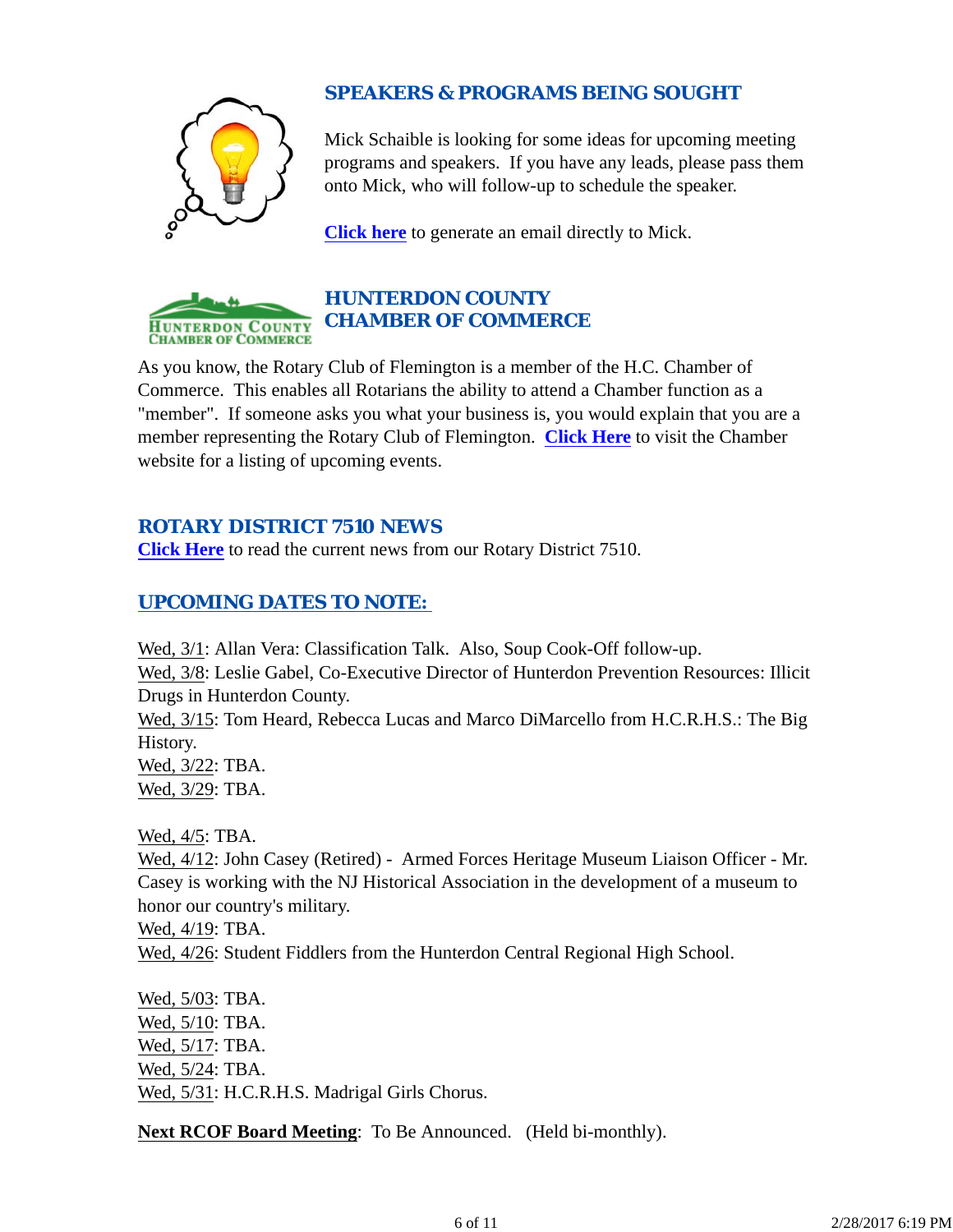## SPEAKERS & PROGRAMS BEING SOUGHT

Mick Schaible is looking for some ideas for upcoming meeting programs and speakers. If you have any leads, please pass them onto Mick, who will follow-up to schedule the speaker.

**Click here** to generate an email directly to Mick.

## HUNTERDON COUNTY CHAMBER OF COMMERCE

As you know, the Rotary Club of Flemington is a member of the H.C. Chamber of Commerce. This enables all Rotarians the ability to attend a Chamber function as a "member". If someone asks you what your business is, you would explain that you are a member representing the Rotary Club of Flemington. **Click Here** to visit the Chamber website for a listing of upcoming events.

## ROTARY DISTRICT 7510 NEWS

**Click Here** to read the current news from our Rotary District 7510.

## UPCOMING DATES TO NOTE:

Wed, 3/1: Allan Vera: Classification Talk. Also, Soup Cook-Off follow-up.
Wed, 3/8: Leslie Gabel, Co-Executive Director of Hunterdon Prevention Resources: Illicit Drugs in Hunterdon County.
Wed, 3/15: Tom Heard, Rebecca Lucas and Marco DiMarcello from H.C.R.H.S.: The Big History.
Wed, 3/22: TBA.
Wed, 3/29: TBA.

Wed, 4/5: TBA.
Wed, 4/12: John Casey (Retired) - Armed Forces Heritage Museum Liaison Officer - Mr. Casey is working with the NJ Historical Association in the development of a museum to honor our country's military.
Wed, 4/19: TBA.
Wed, 4/26: Student Fiddlers from the Hunterdon Central Regional High School.

Wed, 5/03: TBA.
Wed, 5/10: TBA.
Wed, 5/17: TBA.
Wed, 5/24: TBA.
Wed, 5/31: H.C.R.H.S. Madrigal Girls Chorus.

**Next RCOF Board Meeting**: To Be Announced. (Held bi-monthly).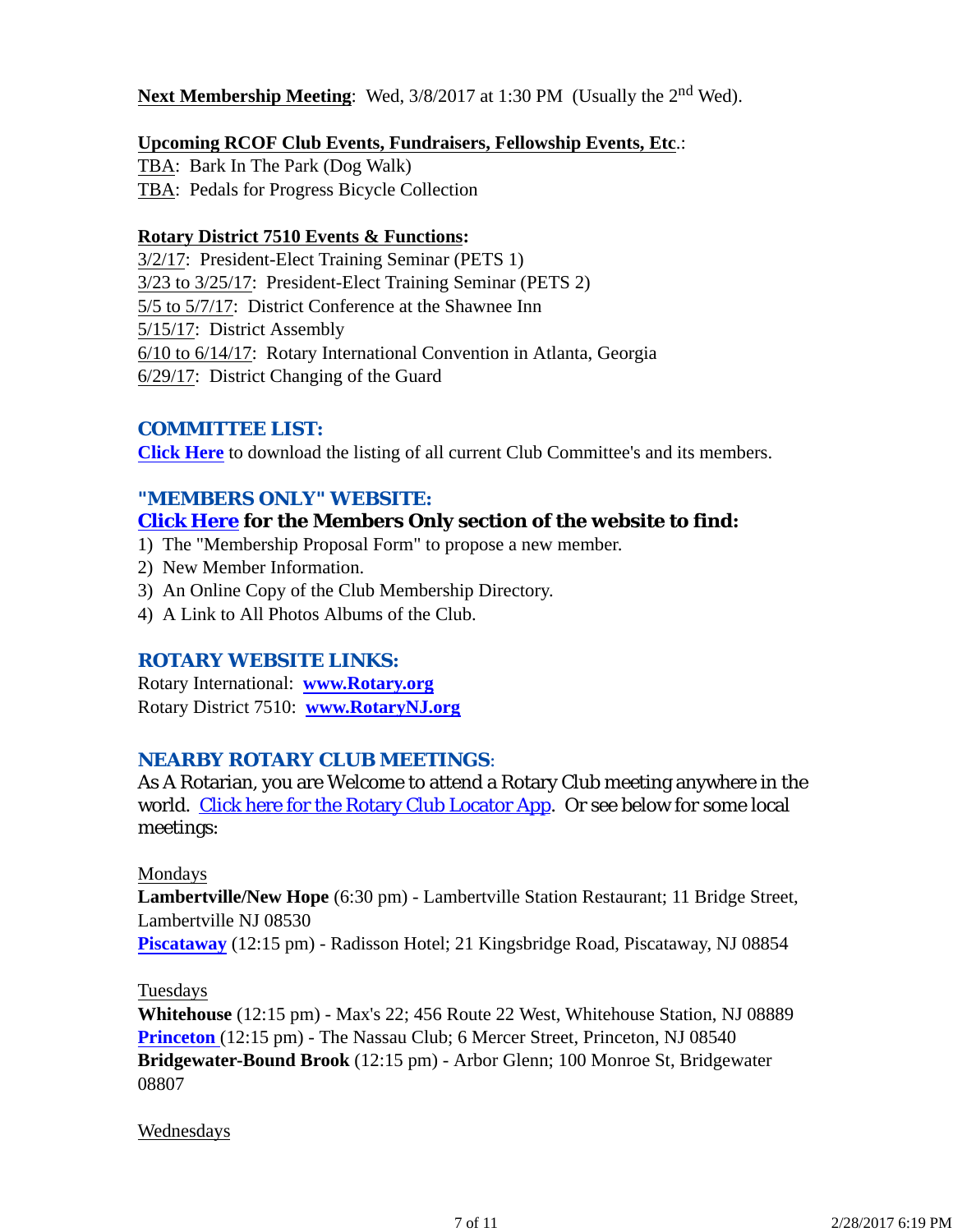**Next Membership Meeting**: Wed, 3/8/2017 at 1:30 PM (Usually the 2nd Wed).

**Upcoming RCOF Club Events, Fundraisers, Fellowship Events, Etc**.:
TBA: Bark In The Park (Dog Walk)
TBA: Pedals for Progress Bicycle Collection

**Rotary District 7510 Events & Functions:**
3/2/17: President-Elect Training Seminar (PETS 1)
3/23 to 3/25/17: President-Elect Training Seminar (PETS 2)
5/5 to 5/7/17: District Conference at the Shawnee Inn
5/15/17: District Assembly
6/10 to 6/14/17: Rotary International Convention in Atlanta, Georgia
6/29/17: District Changing of the Guard

## COMMITTEE LIST:

**Click Here** to download the listing of all current Club Committee's and its members.

## "MEMBERS ONLY" WEBSITE:

**Click Here for the Members Only section of the website to find:**

1) The "Membership Proposal Form" to propose a new member.
2) New Member Information.
3) An Online Copy of the Club Membership Directory.
4) A Link to All Photos Albums of the Club.

## ROTARY WEBSITE LINKS:

Rotary International: **www.Rotary.org**
Rotary District 7510: **www.RotaryNJ.org**

## NEARBY ROTARY CLUB MEETINGS:

As A Rotarian, you are Welcome to attend a Rotary Club meeting anywhere in the world. Click here for the Rotary Club Locator App. Or see below for some local meetings:

Mondays
**Lambertville/New Hope** (6:30 pm) - Lambertville Station Restaurant; 11 Bridge Street, Lambertville NJ 08530
**Piscataway** (12:15 pm) - Radisson Hotel; 21 Kingsbridge Road, Piscataway, NJ 08854

Tuesdays
**Whitehouse** (12:15 pm) - Max's 22; 456 Route 22 West, Whitehouse Station, NJ 08889
**Princeton** (12:15 pm) - The Nassau Club; 6 Mercer Street, Princeton, NJ 08540
**Bridgewater-Bound Brook** (12:15 pm) - Arbor Glenn; 100 Monroe St, Bridgewater 08807

Wednesdays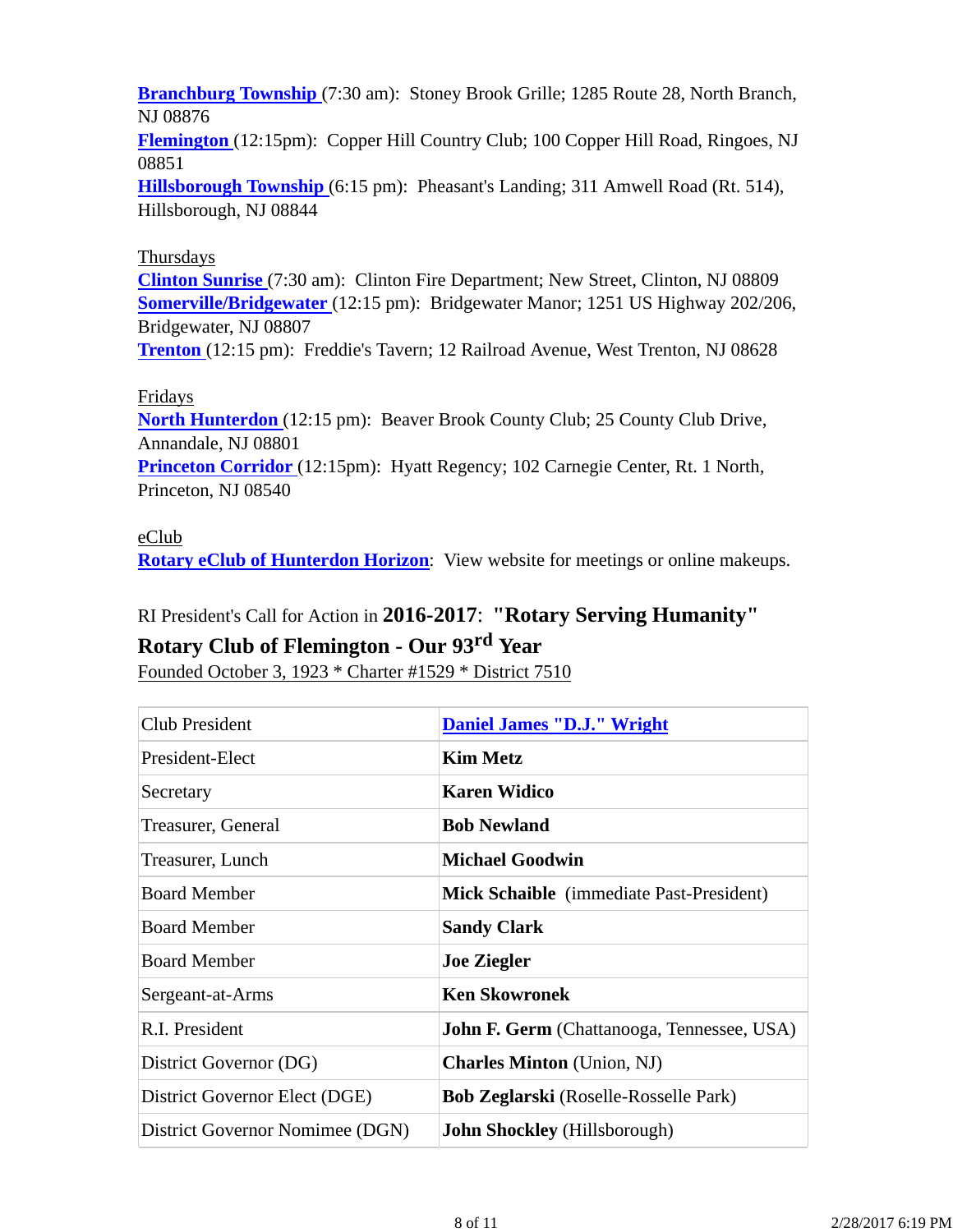**Branchburg Township** (7:30 am): Stoney Brook Grille; 1285 Route 28, North Branch, NJ 08876
**Flemington** (12:15pm): Copper Hill Country Club; 100 Copper Hill Road, Ringoes, NJ 08851
**Hillsborough Township** (6:15 pm): Pheasant's Landing; 311 Amwell Road (Rt. 514), Hillsborough, NJ 08844

Thursdays
**Clinton Sunrise** (7:30 am): Clinton Fire Department; New Street, Clinton, NJ 08809
**Somerville/Bridgewater** (12:15 pm): Bridgewater Manor; 1251 US Highway 202/206, Bridgewater, NJ 08807
**Trenton** (12:15 pm): Freddie's Tavern; 12 Railroad Avenue, West Trenton, NJ 08628

Fridays
**North Hunterdon** (12:15 pm): Beaver Brook County Club; 25 County Club Drive, Annandale, NJ 08801
**Princeton Corridor** (12:15pm): Hyatt Regency; 102 Carnegie Center, Rt. 1 North, Princeton, NJ 08540

eClub
**Rotary eClub of Hunterdon Horizon**: View website for meetings or online makeups.

RI President's Call for Action in **2016-2017**: **"Rotary Serving Humanity"**

**Rotary Club of Flemington - Our 93rd Year**

Founded October 3, 1923 * Charter #1529 * District 7510

| | |
|---|---|
| Club President | **Daniel James "D.J." Wright** |
| President-Elect | **Kim Metz** |
| Secretary | **Karen Widico** |
| Treasurer, General | **Bob Newland** |
| Treasurer, Lunch | **Michael Goodwin** |
| Board Member | **Mick Schaible** (immediate Past-President) |
| Board Member | **Sandy Clark** |
| Board Member | **Joe Ziegler** |
| Sergeant-at-Arms | **Ken Skowronek** |
| R.I. President | **John F. Germ** (Chattanooga, Tennessee, USA) |
| District Governor (DG) | **Charles Minton** (Union, NJ) |
| District Governor Elect (DGE) | **Bob Zeglarski** (Roselle-Rosselle Park) |
| District Governor Nomimee (DGN) | **John Shockley** (Hillsborough) |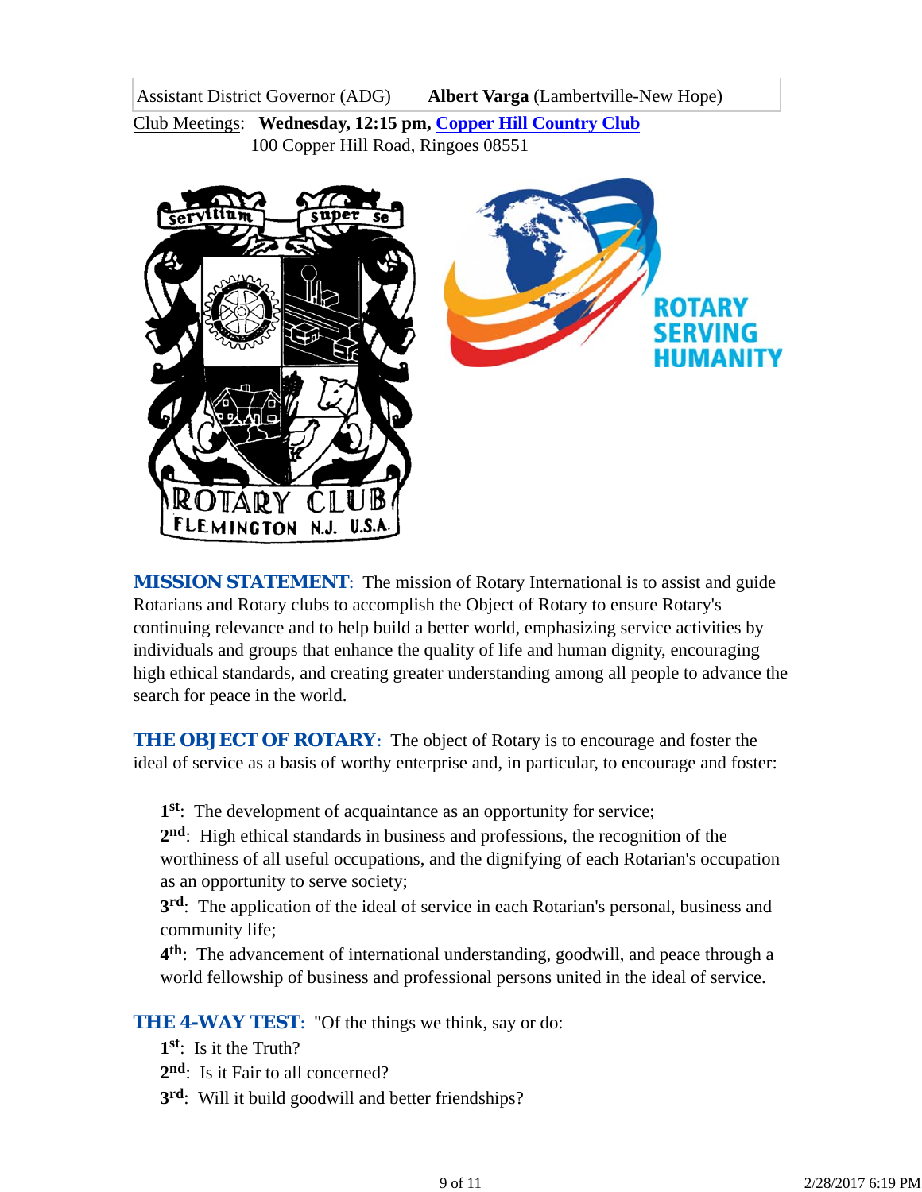| Assistant District Governor (ADG) | **Albert Varga** (Lambertville-New Hope) |
|---|---|

Club Meetings: **Wednesday, 12:15 pm, [Copper Hill Country Club]**
100 Copper Hill Road, Ringoes 08551

**MISSION STATEMENT**: The mission of Rotary International is to assist and guide Rotarians and Rotary clubs to accomplish the Object of Rotary to ensure Rotary's continuing relevance and to help build a better world, emphasizing service activities by individuals and groups that enhance the quality of life and human dignity, encouraging high ethical standards, and creating greater understanding among all people to advance the search for peace in the world.

**THE OBJECT OF ROTARY**: The object of Rotary is to encourage and foster the ideal of service as a basis of worthy enterprise and, in particular, to encourage and foster:

**1st**: The development of acquaintance as an opportunity for service;
**2nd**: High ethical standards in business and professions, the recognition of the worthiness of all useful occupations, and the dignifying of each Rotarian's occupation as an opportunity to serve society;
**3rd**: The application of the ideal of service in each Rotarian's personal, business and community life;
**4th**: The advancement of international understanding, goodwill, and peace through a world fellowship of business and professional persons united in the ideal of service.

**THE 4-WAY TEST**: "Of the things we think, say or do:
**1st**: Is it the Truth?
**2nd**: Is it Fair to all concerned?
**3rd**: Will it build goodwill and better friendships?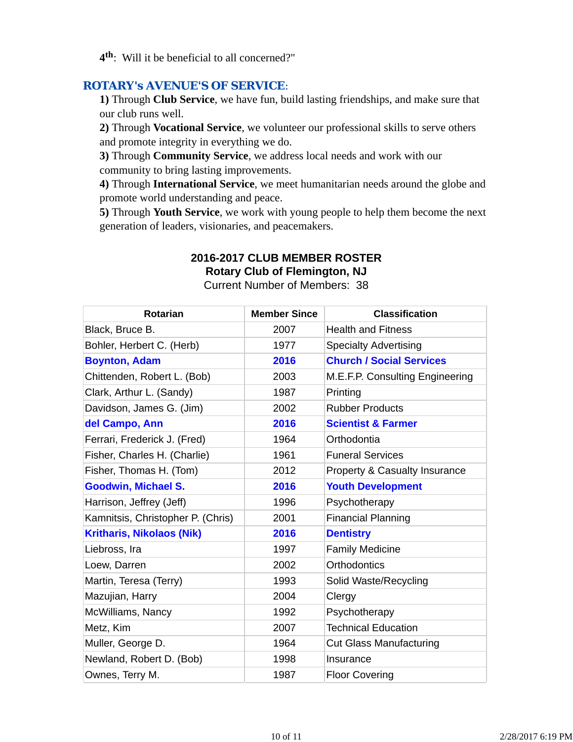**4th**: Will it be beneficial to all concerned?"

## ROTARY's AVENUE'S OF SERVICE:

**1)** Through **Club Service**, we have fun, build lasting friendships, and make sure that our club runs well.
**2)** Through **Vocational Service**, we volunteer our professional skills to serve others and promote integrity in everything we do.
**3)** Through **Community Service**, we address local needs and work with our community to bring lasting improvements.
**4)** Through **International Service**, we meet humanitarian needs around the globe and promote world understanding and peace.
**5)** Through **Youth Service**, we work with young people to help them become the next generation of leaders, visionaries, and peacemakers.

**2016-2017 CLUB MEMBER ROSTER**
**Rotary Club of Flemington, NJ**
Current Number of Members: 38

| Rotarian | Member Since | Classification |
|---|---|---|
| Black, Bruce B. | 2007 | Health and Fitness |
| Bohler, Herbert C. (Herb) | 1977 | Specialty Advertising |
| **Boynton, Adam** | **2016** | **Church / Social Services** |
| Chittenden, Robert L. (Bob) | 2003 | M.E.F.P. Consulting Engineering |
| Clark, Arthur L. (Sandy) | 1987 | Printing |
| Davidson, James G. (Jim) | 2002 | Rubber Products |
| **del Campo, Ann** | **2016** | **Scientist & Farmer** |
| Ferrari, Frederick J. (Fred) | 1964 | Orthodontia |
| Fisher, Charles H. (Charlie) | 1961 | Funeral Services |
| Fisher, Thomas H. (Tom) | 2012 | Property & Casualty Insurance |
| **Goodwin, Michael S.** | **2016** | **Youth Development** |
| Harrison, Jeffrey (Jeff) | 1996 | Psychotherapy |
| Kamnitsis, Christopher P. (Chris) | 2001 | Financial Planning |
| **Kritharis, Nikolaos (Nik)** | **2016** | **Dentistry** |
| Liebross, Ira | 1997 | Family Medicine |
| Loew, Darren | 2002 | Orthodontics |
| Martin, Teresa (Terry) | 1993 | Solid Waste/Recycling |
| Mazujian, Harry | 2004 | Clergy |
| McWilliams, Nancy | 1992 | Psychotherapy |
| Metz, Kim | 2007 | Technical Education |
| Muller, George D. | 1964 | Cut Glass Manufacturing |
| Newland, Robert D. (Bob) | 1998 | Insurance |
| Ownes, Terry M. | 1987 | Floor Covering |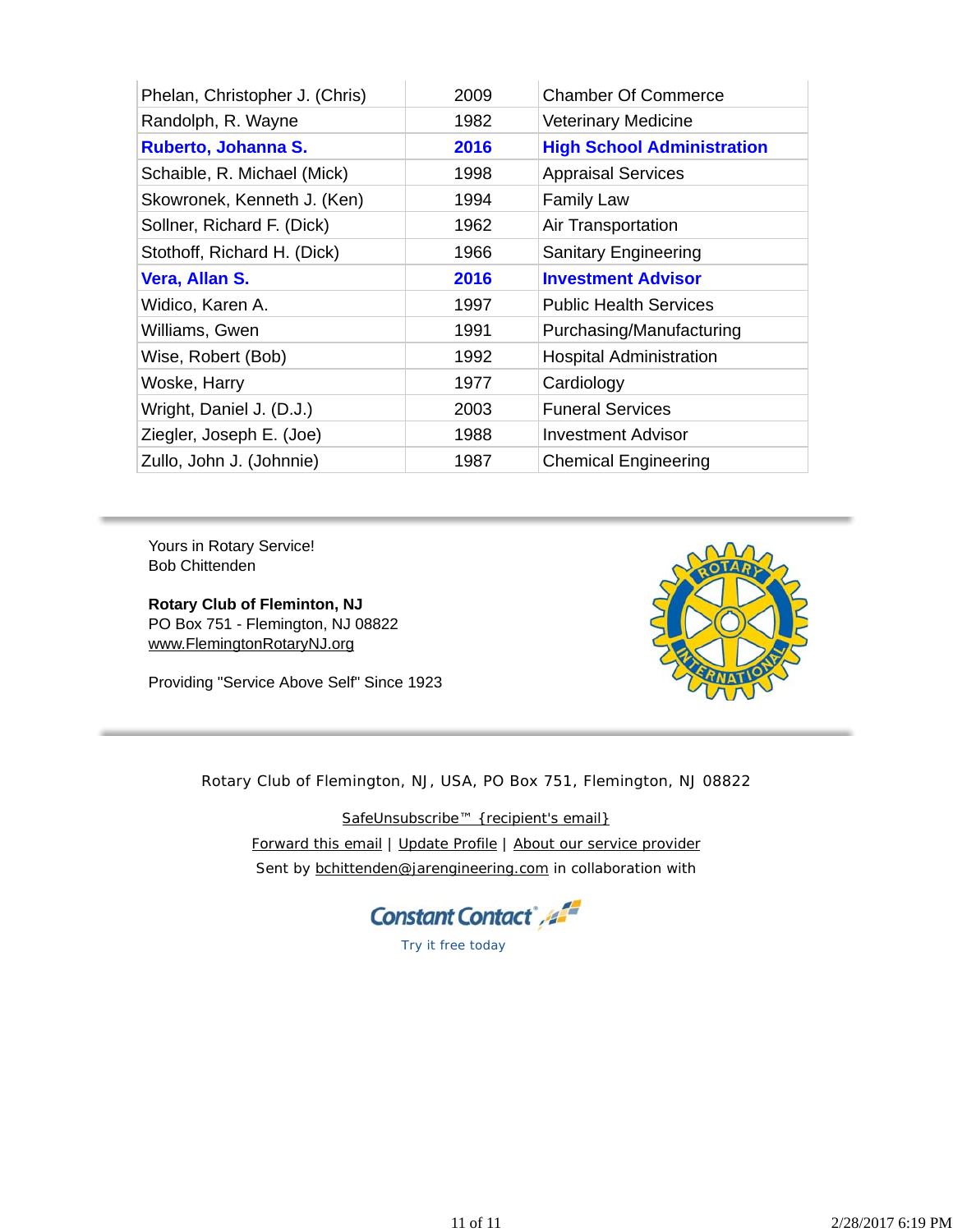| | | |
|---|---|---|
| Phelan, Christopher J. (Chris) | 2009 | Chamber Of Commerce |
| Randolph, R. Wayne | 1982 | Veterinary Medicine |
| **Ruberto, Johanna S.** | **2016** | **High School Administration** |
| Schaible, R. Michael (Mick) | 1998 | Appraisal Services |
| Skowronek, Kenneth J. (Ken) | 1994 | Family Law |
| Sollner, Richard F. (Dick) | 1962 | Air Transportation |
| Stothoff, Richard H. (Dick) | 1966 | Sanitary Engineering |
| **Vera, Allan S.** | **2016** | **Investment Advisor** |
| Widico, Karen A. | 1997 | Public Health Services |
| Williams, Gwen | 1991 | Purchasing/Manufacturing |
| Wise, Robert (Bob) | 1992 | Hospital Administration |
| Woske, Harry | 1977 | Cardiology |
| Wright, Daniel J. (D.J.) | 2003 | Funeral Services |
| Ziegler, Joseph E. (Joe) | 1988 | Investment Advisor |
| Zullo, John J. (Johnnie) | 1987 | Chemical Engineering |

Yours in Rotary Service!
Bob Chittenden

**Rotary Club of Fleminton, NJ**
PO Box 751 - Flemington, NJ 08822
www.FlemingtonRotaryNJ.org

Providing "Service Above Self" Since 1923

Rotary Club of Flemington, NJ, USA, PO Box 751, Flemington, NJ 08822

SafeUnsubscribe™ {recipient's email}

Forward this email | Update Profile | About our service provider

Sent by bchittenden@jarengineering.com in collaboration with

Constant Contact

Try it free today